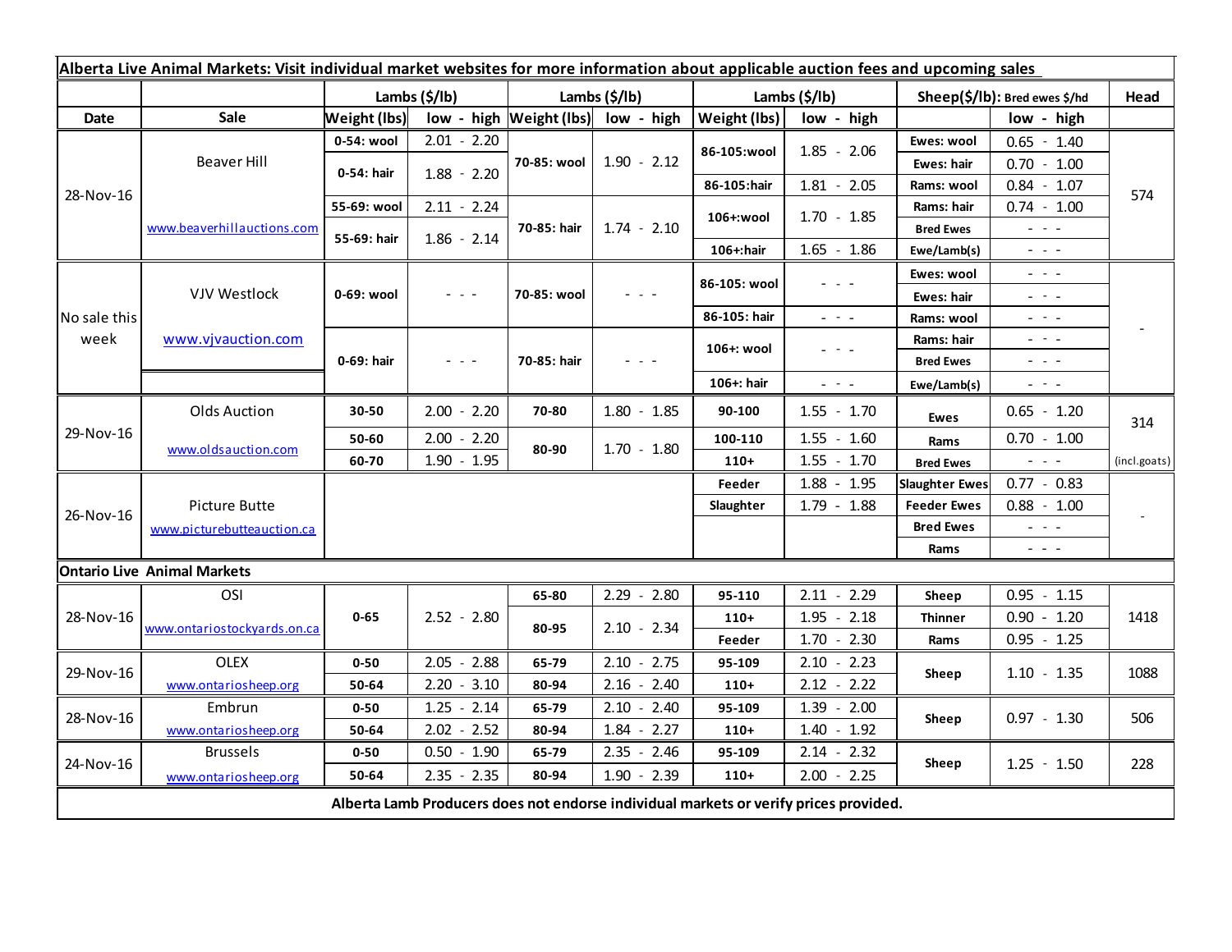**Alberta Live Animal Markets: Visit individual market websites for more information about applicable auction fees and upcoming sales**

| Date | Sale | Lambs ($/lb) | | Lambs ($/lb) | | Lambs ($/lb) | | Sheep($/lb): Bred ewes $/hd | | Head |
|---|---|---|---|---|---|---|---|---|---|---|
| | | Weight (lbs) | low - high | Weight (lbs) | low - high | Weight (lbs) | low - high | | low - high | |
| 28-Nov-16 | Beaver Hill www.beaverhillauctions.com | 0-54: wool | 2.01 - 2.20 | 70-85: wool | 1.90 - 2.12 | 86-105:wool | 1.85 - 2.06 | Ewes: wool | 0.65 - 1.40 | 574 |
| | | 0-54: hair | 1.88 - 2.20 | | | | | Ewes: hair | 0.70 - 1.00 | |
| | | | | | | 86-105:hair | 1.81 - 2.05 | Rams: wool | 0.84 - 1.07 | |
| | | 55-69: wool | 2.11 - 2.24 | 70-85: hair | 1.74 - 2.10 | 106+:wool | 1.70 - 1.85 | Rams: hair | 0.74 - 1.00 | |
| | | 55-69: hair | 1.86 - 2.14 | | | | | Bred Ewes | - - - | |
| | | | | | | 106+:hair | 1.65 - 1.86 | Ewe/Lamb(s) | - - - | |
| No sale this week | VJV Westlock www.vjvauction.com | 0-69: wool | - - - | 70-85: wool | - - - | 86-105: wool | - - - | Ewes: wool | - - - | - |
| | | | | | | | | Ewes: hair | - - - | |
| | | | | | | 86-105: hair | - - - | Rams: wool | - - - | |
| | | 0-69: hair | - - - | 70-85: hair | - - - | 106+: wool | - - - | Rams: hair | - - - | |
| | | | | | | | | Bred Ewes | - - - | |
| | | | | | | 106+: hair | - - - | Ewe/Lamb(s) | - - - | |
| 29-Nov-16 | Olds Auction www.oldsauction.com | 30-50 | 2.00 - 2.20 | 70-80 | 1.80 - 1.85 | 90-100 | 1.55 - 1.70 | Ewes | 0.65 - 1.20 | 314 (incl.goats) |
| | | 50-60 | 2.00 - 2.20 | 80-90 | 1.70 - 1.80 | 100-110 | 1.55 - 1.60 | Rams | 0.70 - 1.00 | |
| | | 60-70 | 1.90 - 1.95 | | | 110+ | 1.55 - 1.70 | Bred Ewes | - - - | |
| 26-Nov-16 | Picture Butte www.picturebutteauction.ca | | | | | Feeder | 1.88 - 1.95 | Slaughter Ewes | 0.77 - 0.83 | - |
| | | | | | | Slaughter | 1.79 - 1.88 | Feeder Ewes | 0.88 - 1.00 | |
| | | | | | | | | Bred Ewes | - - - | |
| | | | | | | | | Rams | - - - | |
| **Ontario Live Animal Markets** | | | | | | | | | | |
| 28-Nov-16 | OSI www.ontariostockyards.on.ca | 0-65 | 2.52 - 2.80 | 65-80 | 2.29 - 2.80 | 95-110 | 2.11 - 2.29 | Sheep | 0.95 - 1.15 | 1418 |
| | | | | 80-95 | 2.10 - 2.34 | 110+ | 1.95 - 2.18 | Thinner | 0.90 - 1.20 | |
| | | | | | | Feeder | 1.70 - 2.30 | Rams | 0.95 - 1.25 | |
| 29-Nov-16 | OLEX www.ontariosheep.org | 0-50 | 2.05 - 2.88 | 65-79 | 2.10 - 2.75 | 95-109 | 2.10 - 2.23 | Sheep | 1.10 - 1.35 | 1088 |
| | | 50-64 | 2.20 - 3.10 | 80-94 | 2.16 - 2.40 | 110+ | 2.12 - 2.22 | | | |
| 28-Nov-16 | Embrun www.ontariosheep.org | 0-50 | 1.25 - 2.14 | 65-79 | 2.10 - 2.40 | 95-109 | 1.39 - 2.00 | Sheep | 0.97 - 1.30 | 506 |
| | | 50-64 | 2.02 - 2.52 | 80-94 | 1.84 - 2.27 | 110+ | 1.40 - 1.92 | | | |
| 24-Nov-16 | Brussels www.ontariosheep.org | 0-50 | 0.50 - 1.90 | 65-79 | 2.35 - 2.46 | 95-109 | 2.14 - 2.32 | Sheep | 1.25 - 1.50 | 228 |
| | | 50-64 | 2.35 - 2.35 | 80-94 | 1.90 - 2.39 | 110+ | 2.00 - 2.25 | | | |

**Alberta Lamb Producers does not endorse individual markets or verify prices provided.**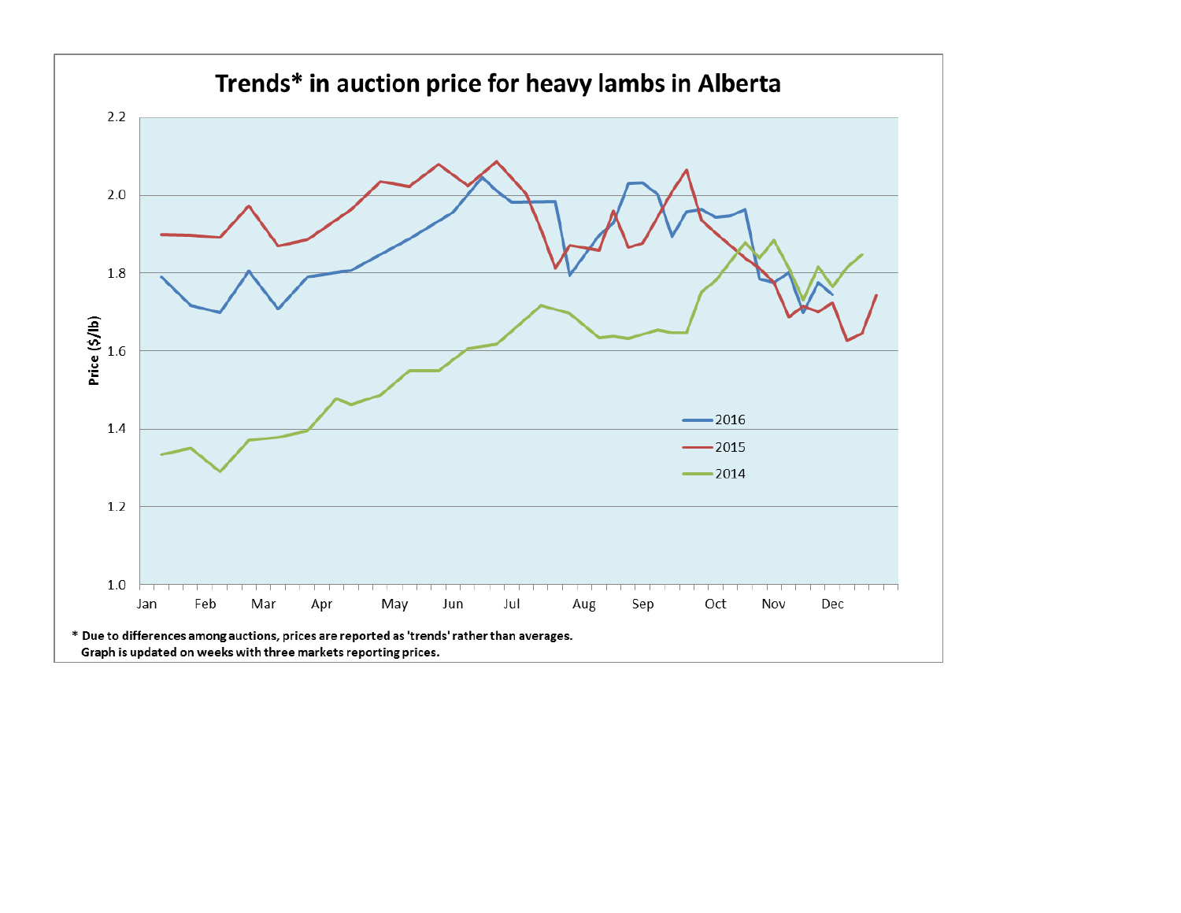# Trends* in auction price for heavy lambs in Alberta

Price ($/lb)

2.2
2.0
1.8
1.6
1.4
1.2
1.0

Jan Feb Mar Apr May Jun Jul Aug Sep Oct Nov Dec

2016
2015
2014

\* Due to differences among auctions, prices are reported as 'trends' rather than averages.
Graph is updated on weeks with three markets reporting prices.